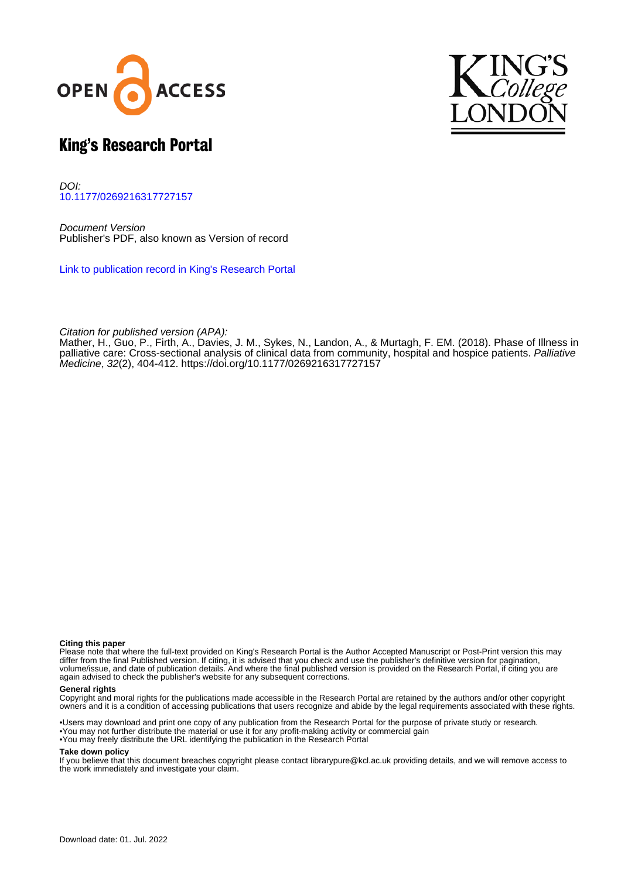# King's Research Portal

*DOI:*
[10.1177/0269216317727157](https://doi.org/10.1177/0269216317727157)

*Document Version*
Publisher's PDF, also known as Version of record

[Link to publication record in King's Research Portal](#)

*Citation for published version (APA):*
Mather, H., Guo, P., Firth, A., Davies, J. M., Sykes, N., Landon, A., & Murtagh, F. EM. (2018). Phase of Illness in palliative care: Cross-sectional analysis of clinical data from community, hospital and hospice patients. *Palliative Medicine*, *32*(2), 404-412. https://doi.org/10.1177/0269216317727157

**Citing this paper**
Please note that where the full-text provided on King's Research Portal is the Author Accepted Manuscript or Post-Print version this may differ from the final Published version. If citing, it is advised that you check and use the publisher's definitive version for pagination, volume/issue, and date of publication details. And where the final published version is provided on the Research Portal, if citing you are again advised to check the publisher's website for any subsequent corrections.

**General rights**
Copyright and moral rights for the publications made accessible in the Research Portal are retained by the authors and/or other copyright owners and it is a condition of accessing publications that users recognize and abide by the legal requirements associated with these rights.

- Users may download and print one copy of any publication from the Research Portal for the purpose of private study or research.
- You may not further distribute the material or use it for any profit-making activity or commercial gain
- You may freely distribute the URL identifying the publication in the Research Portal

**Take down policy**
If you believe that this document breaches copyright please contact librarypure@kcl.ac.uk providing details, and we will remove access to the work immediately and investigate your claim.

Download date: 01. Jul. 2022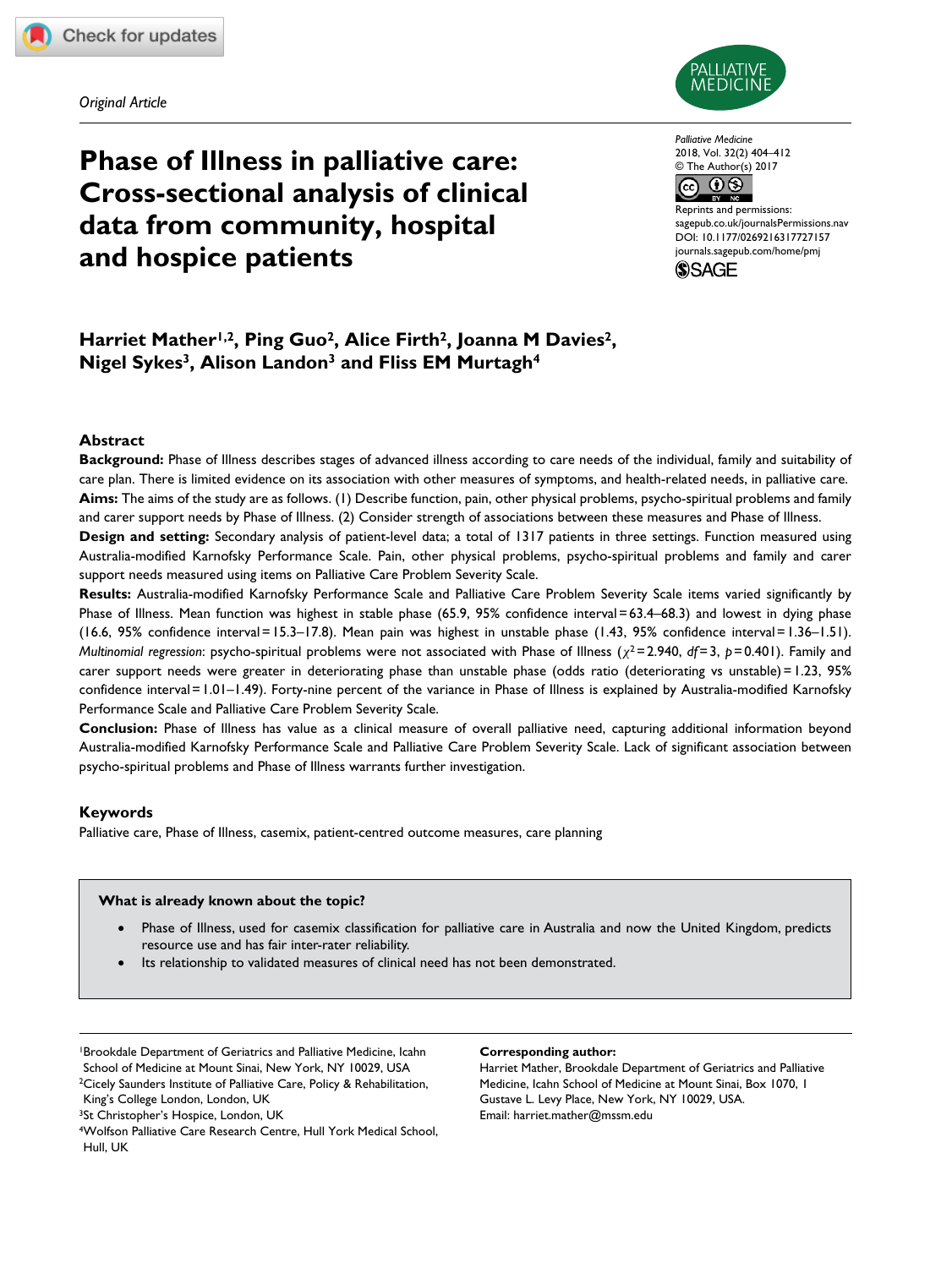*Original Article*

# Phase of Illness in palliative care: Cross-sectional analysis of clinical data from community, hospital and hospice patients

**Harriet Mather[1,2], Ping Guo[2], Alice Firth[2], Joanna M Davies[2], Nigel Sykes[3], Alison Landon[3] and Fliss EM Murtagh[4]**

## Abstract

**Background:** Phase of Illness describes stages of advanced illness according to care needs of the individual, family and suitability of care plan. There is limited evidence on its association with other measures of symptoms, and health-related needs, in palliative care.

**Aims:** The aims of the study are as follows. (1) Describe function, pain, other physical problems, psycho-spiritual problems and family and carer support needs by Phase of Illness. (2) Consider strength of associations between these measures and Phase of Illness.

**Design and setting:** Secondary analysis of patient-level data; a total of 1317 patients in three settings. Function measured using Australia-modified Karnofsky Performance Scale. Pain, other physical problems, psycho-spiritual problems and family and carer support needs measured using items on Palliative Care Problem Severity Scale.

**Results:** Australia-modified Karnofsky Performance Scale and Palliative Care Problem Severity Scale items varied significantly by Phase of Illness. Mean function was highest in stable phase (65.9, 95% confidence interval = 63.4–68.3) and lowest in dying phase (16.6, 95% confidence interval = 15.3–17.8). Mean pain was highest in unstable phase (1.43, 95% confidence interval = 1.36–1.51). *Multinomial regression*: psycho-spiritual problems were not associated with Phase of Illness ($\chi^2 = 2.940$, $df = 3$, $p = 0.401$). Family and carer support needs were greater in deteriorating phase than unstable phase (odds ratio (deteriorating vs unstable) = 1.23, 95% confidence interval = 1.01–1.49). Forty-nine percent of the variance in Phase of Illness is explained by Australia-modified Karnofsky Performance Scale and Palliative Care Problem Severity Scale.

**Conclusion:** Phase of Illness has value as a clinical measure of overall palliative need, capturing additional information beyond Australia-modified Karnofsky Performance Scale and Palliative Care Problem Severity Scale. Lack of significant association between psycho-spiritual problems and Phase of Illness warrants further investigation.

### Keywords

Palliative care, Phase of Illness, casemix, patient-centred outcome measures, care planning

> **What is already known about the topic?**
>
> - Phase of Illness, used for casemix classification for palliative care in Australia and now the United Kingdom, predicts resource use and has fair inter-rater reliability.
> - Its relationship to validated measures of clinical need has not been demonstrated.

[1]Brookdale Department of Geriatrics and Palliative Medicine, Icahn School of Medicine at Mount Sinai, New York, NY 10029, USA
[2]Cicely Saunders Institute of Palliative Care, Policy & Rehabilitation, King's College London, London, UK
[3]St Christopher's Hospice, London, UK
[4]Wolfson Palliative Care Research Centre, Hull York Medical School, Hull, UK

**Corresponding author:**
Harriet Mather, Brookdale Department of Geriatrics and Palliative Medicine, Icahn School of Medicine at Mount Sinai, Box 1070, 1 Gustave L. Levy Place, New York, NY 10029, USA.
Email: harriet.mather@mssm.edu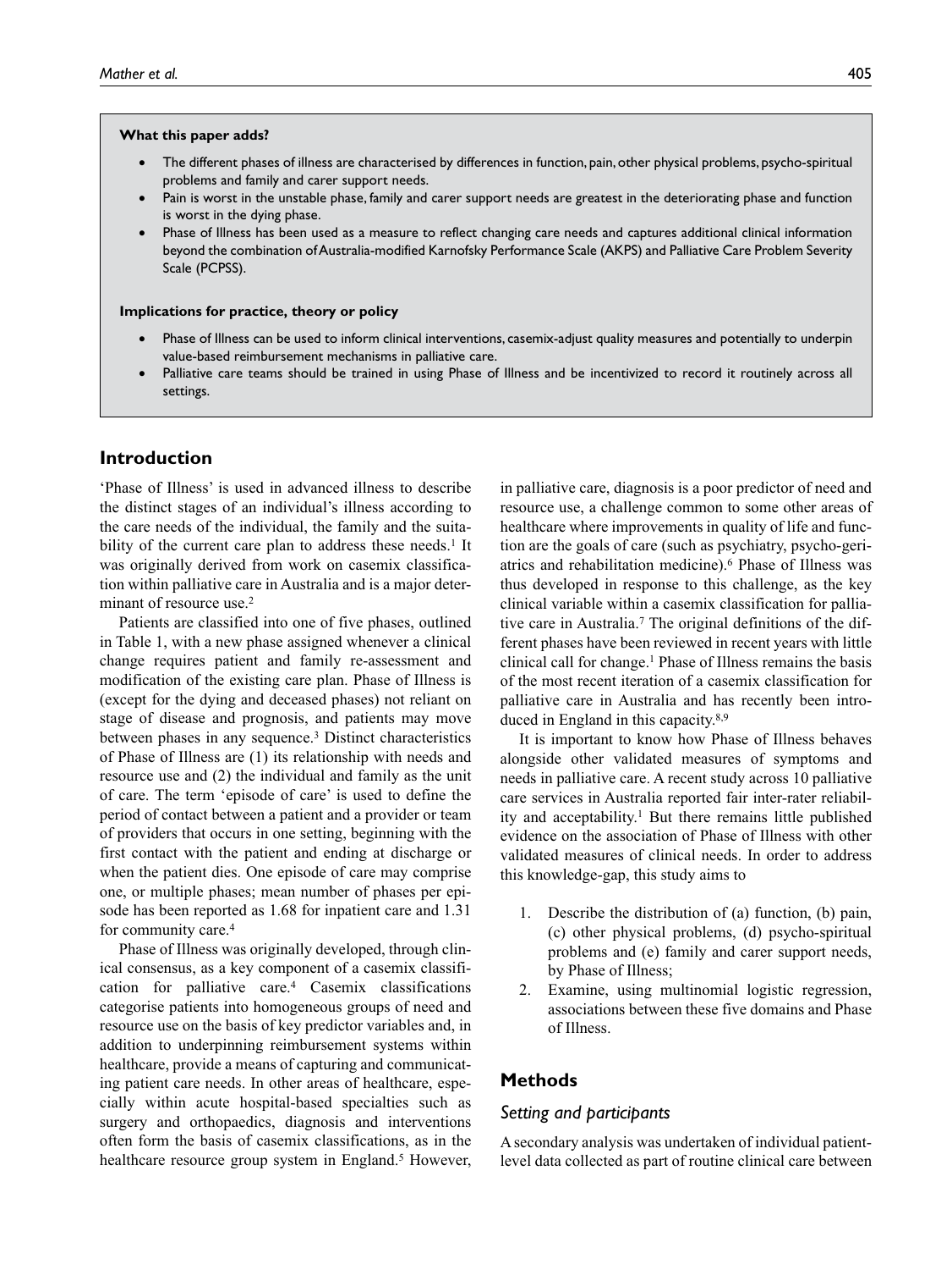**What this paper adds?**

- The different phases of illness are characterised by differences in function, pain, other physical problems, psycho-spiritual problems and family and carer support needs.
- Pain is worst in the unstable phase, family and carer support needs are greatest in the deteriorating phase and function is worst in the dying phase.
- Phase of Illness has been used as a measure to reflect changing care needs and captures additional clinical information beyond the combination of Australia-modified Karnofsky Performance Scale (AKPS) and Palliative Care Problem Severity Scale (PCPSS).

**Implications for practice, theory or policy**

- Phase of Illness can be used to inform clinical interventions, casemix-adjust quality measures and potentially to underpin value-based reimbursement mechanisms in palliative care.
- Palliative care teams should be trained in using Phase of Illness and be incentivized to record it routinely across all settings.

## Introduction

'Phase of Illness' is used in advanced illness to describe the distinct stages of an individual's illness according to the care needs of the individual, the family and the suitability of the current care plan to address these needs.[1] It was originally derived from work on casemix classification within palliative care in Australia and is a major determinant of resource use.[2]

Patients are classified into one of five phases, outlined in Table 1, with a new phase assigned whenever a clinical change requires patient and family re-assessment and modification of the existing care plan. Phase of Illness is (except for the dying and deceased phases) not reliant on stage of disease and prognosis, and patients may move between phases in any sequence.[3] Distinct characteristics of Phase of Illness are (1) its relationship with needs and resource use and (2) the individual and family as the unit of care. The term 'episode of care' is used to define the period of contact between a patient and a provider or team of providers that occurs in one setting, beginning with the first contact with the patient and ending at discharge or when the patient dies. One episode of care may comprise one, or multiple phases; mean number of phases per episode has been reported as 1.68 for inpatient care and 1.31 for community care.[4]

Phase of Illness was originally developed, through clinical consensus, as a key component of a casemix classification for palliative care.[4] Casemix classifications categorise patients into homogeneous groups of need and resource use on the basis of key predictor variables and, in addition to underpinning reimbursement systems within healthcare, provide a means of capturing and communicating patient care needs. In other areas of healthcare, especially within acute hospital-based specialties such as surgery and orthopaedics, diagnosis and interventions often form the basis of casemix classifications, as in the healthcare resource group system in England.[5] However, in palliative care, diagnosis is a poor predictor of need and resource use, a challenge common to some other areas of healthcare where improvements in quality of life and function are the goals of care (such as psychiatry, psycho-geriatrics and rehabilitation medicine).[6] Phase of Illness was thus developed in response to this challenge, as the key clinical variable within a casemix classification for palliative care in Australia.[7] The original definitions of the different phases have been reviewed in recent years with little clinical call for change.[1] Phase of Illness remains the basis of the most recent iteration of a casemix classification for palliative care in Australia and has recently been introduced in England in this capacity.[8,9]

It is important to know how Phase of Illness behaves alongside other validated measures of symptoms and needs in palliative care. A recent study across 10 palliative care services in Australia reported fair inter-rater reliability and acceptability.[1] But there remains little published evidence on the association of Phase of Illness with other validated measures of clinical needs. In order to address this knowledge-gap, this study aims to

1. Describe the distribution of (a) function, (b) pain, (c) other physical problems, (d) psycho-spiritual problems and (e) family and carer support needs, by Phase of Illness;
2. Examine, using multinomial logistic regression, associations between these five domains and Phase of Illness.

## Methods

### Setting and participants

A secondary analysis was undertaken of individual patient-level data collected as part of routine clinical care between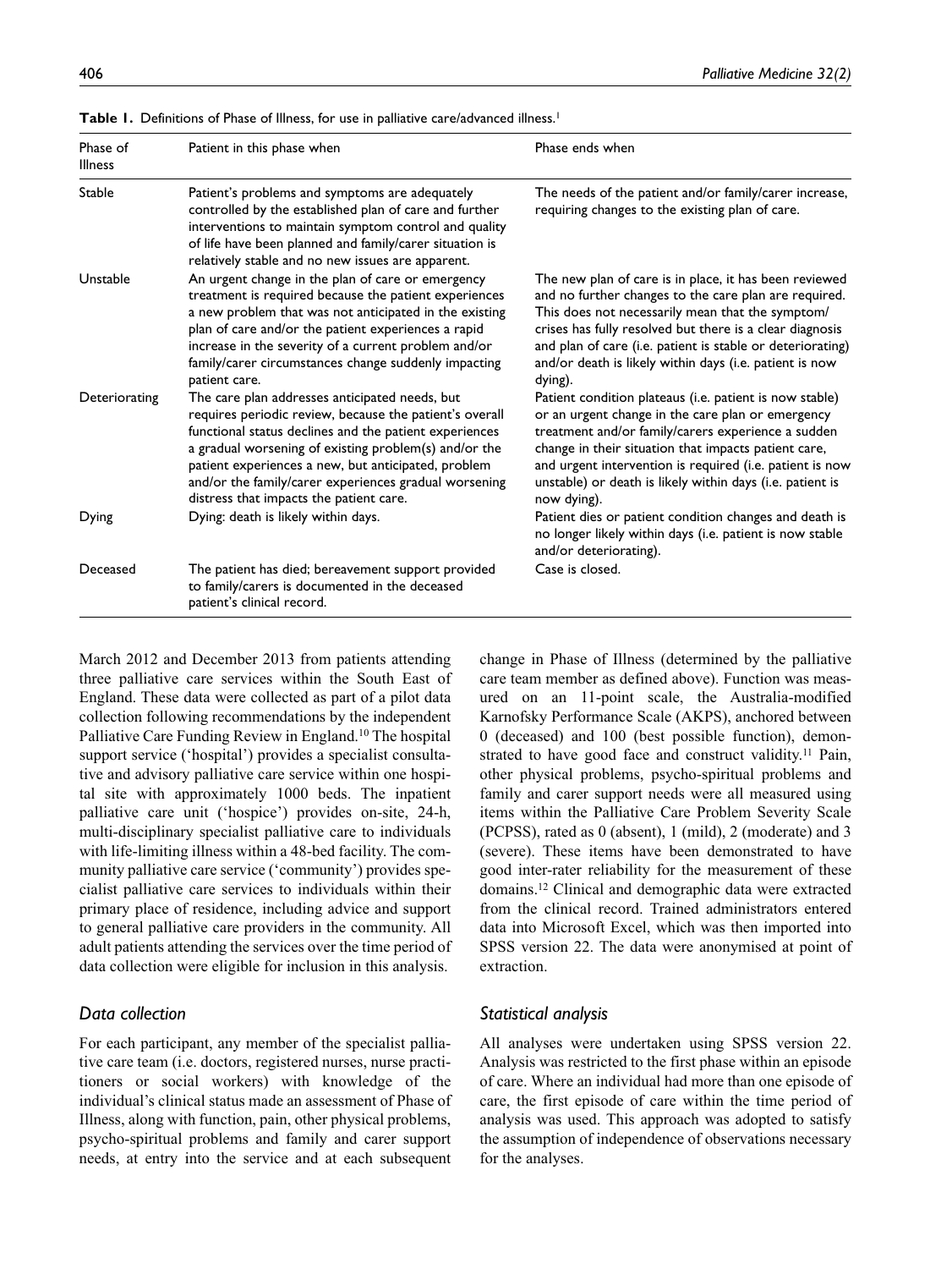**Table 1.** Definitions of Phase of Illness, for use in palliative care/advanced illness.[1]

| Phase of Illness | Patient in this phase when | Phase ends when |
|---|---|---|
| Stable | Patient's problems and symptoms are adequately controlled by the established plan of care and further interventions to maintain symptom control and quality of life have been planned and family/carer situation is relatively stable and no new issues are apparent. | The needs of the patient and/or family/carer increase, requiring changes to the existing plan of care. |
| Unstable | An urgent change in the plan of care or emergency treatment is required because the patient experiences a new problem that was not anticipated in the existing plan of care and/or the patient experiences a rapid increase in the severity of a current problem and/or family/carer circumstances change suddenly impacting patient care. | The new plan of care is in place, it has been reviewed and no further changes to the care plan are required. This does not necessarily mean that the symptom/crises has fully resolved but there is a clear diagnosis and plan of care (i.e. patient is stable or deteriorating) and/or death is likely within days (i.e. patient is now dying). |
| Deteriorating | The care plan addresses anticipated needs, but requires periodic review, because the patient's overall functional status declines and the patient experiences a gradual worsening of existing problem(s) and/or the patient experiences a new, but anticipated, problem and/or the family/carer experiences gradual worsening distress that impacts the patient care. | Patient condition plateaus (i.e. patient is now stable) or an urgent change in the care plan or emergency treatment and/or family/carers experience a sudden change in their situation that impacts patient care, and urgent intervention is required (i.e. patient is now unstable) or death is likely within days (i.e. patient is now dying). |
| Dying | Dying: death is likely within days. | Patient dies or patient condition changes and death is no longer likely within days (i.e. patient is now stable and/or deteriorating). |
| Deceased | The patient has died; bereavement support provided to family/carers is documented in the deceased patient's clinical record. | Case is closed. |

March 2012 and December 2013 from patients attending three palliative care services within the South East of England. These data were collected as part of a pilot data collection following recommendations by the independent Palliative Care Funding Review in England.[10] The hospital support service ('hospital') provides a specialist consultative and advisory palliative care service within one hospital site with approximately 1000 beds. The inpatient palliative care unit ('hospice') provides on-site, 24-h, multi-disciplinary specialist palliative care to individuals with life-limiting illness within a 48-bed facility. The community palliative care service ('community') provides specialist palliative care services to individuals within their primary place of residence, including advice and support to general palliative care providers in the community. All adult patients attending the services over the time period of data collection were eligible for inclusion in this analysis.

## Data collection

For each participant, any member of the specialist palliative care team (i.e. doctors, registered nurses, nurse practitioners or social workers) with knowledge of the individual's clinical status made an assessment of Phase of Illness, along with function, pain, other physical problems, psycho-spiritual problems and family and carer support needs, at entry into the service and at each subsequent change in Phase of Illness (determined by the palliative care team member as defined above). Function was measured on an 11-point scale, the Australia-modified Karnofsky Performance Scale (AKPS), anchored between 0 (deceased) and 100 (best possible function), demonstrated to have good face and construct validity.[11] Pain, other physical problems, psycho-spiritual problems and family and carer support needs were all measured using items within the Palliative Care Problem Severity Scale (PCPSS), rated as 0 (absent), 1 (mild), 2 (moderate) and 3 (severe). These items have been demonstrated to have good inter-rater reliability for the measurement of these domains.[12] Clinical and demographic data were extracted from the clinical record. Trained administrators entered data into Microsoft Excel, which was then imported into SPSS version 22. The data were anonymised at point of extraction.

## Statistical analysis

All analyses were undertaken using SPSS version 22. Analysis was restricted to the first phase within an episode of care. Where an individual had more than one episode of care, the first episode of care within the time period of analysis was used. This approach was adopted to satisfy the assumption of independence of observations necessary for the analyses.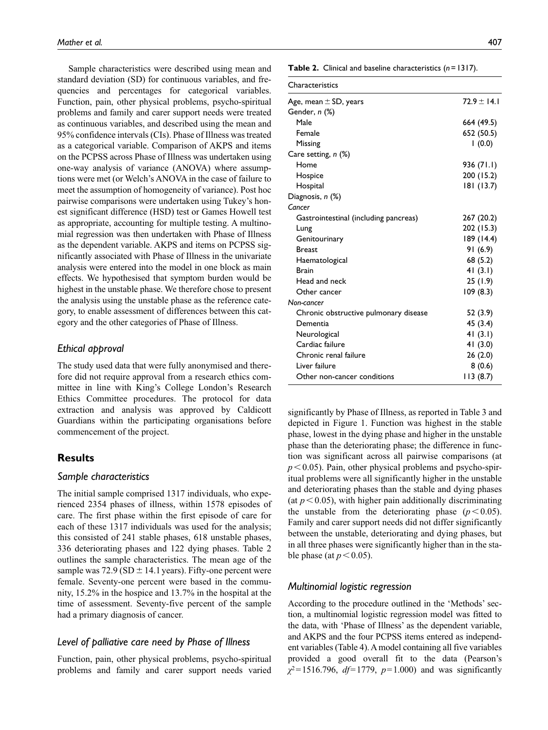Sample characteristics were described using mean and standard deviation (SD) for continuous variables, and frequencies and percentages for categorical variables. Function, pain, other physical problems, psycho-spiritual problems and family and carer support needs were treated as continuous variables, and described using the mean and 95% confidence intervals (CIs). Phase of Illness was treated as a categorical variable. Comparison of AKPS and items on the PCPSS across Phase of Illness was undertaken using one-way analysis of variance (ANOVA) where assumptions were met (or Welch's ANOVA in the case of failure to meet the assumption of homogeneity of variance). Post hoc pairwise comparisons were undertaken using Tukey's honest significant difference (HSD) test or Games Howell test as appropriate, accounting for multiple testing. A multinomial regression was then undertaken with Phase of Illness as the dependent variable. AKPS and items on PCPSS significantly associated with Phase of Illness in the univariate analysis were entered into the model in one block as main effects. We hypothesised that symptom burden would be highest in the unstable phase. We therefore chose to present the analysis using the unstable phase as the reference category, to enable assessment of differences between this category and the other categories of Phase of Illness.

### Ethical approval

The study used data that were fully anonymised and therefore did not require approval from a research ethics committee in line with King's College London's Research Ethics Committee procedures. The protocol for data extraction and analysis was approved by Caldicott Guardians within the participating organisations before commencement of the project.

## Results

### Sample characteristics

The initial sample comprised 1317 individuals, who experienced 2354 phases of illness, within 1578 episodes of care. The first phase within the first episode of care for each of these 1317 individuals was used for the analysis; this consisted of 241 stable phases, 618 unstable phases, 336 deteriorating phases and 122 dying phases. Table 2 outlines the sample characteristics. The mean age of the sample was 72.9 (SD ± 14.1 years). Fifty-one percent were female. Seventy-one percent were based in the community, 15.2% in the hospice and 13.7% in the hospital at the time of assessment. Seventy-five percent of the sample had a primary diagnosis of cancer.

### Level of palliative care need by Phase of Illness

Function, pain, other physical problems, psycho-spiritual problems and family and carer support needs varied significantly by Phase of Illness, as reported in Table 3 and depicted in Figure 1. Function was highest in the stable phase, lowest in the dying phase and higher in the unstable phase than the deteriorating phase; the difference in function was significant across all pairwise comparisons (at $p < 0.05$). Pain, other physical problems and psycho-spiritual problems were all significantly higher in the unstable and deteriorating phases than the stable and dying phases (at $p < 0.05$), with higher pain additionally discriminating the unstable from the deteriorating phase ($p < 0.05$). Family and carer support needs did not differ significantly between the unstable, deteriorating and dying phases, but in all three phases were significantly higher than in the stable phase (at $p < 0.05$).

**Table 2.** Clinical and baseline characteristics ($n = 1317$).

| Characteristics | |
|---|---|
| Age, mean ± SD, years | 72.9 ± 14.1 |
| Gender, *n* (%) | |
| Male | 664 (49.5) |
| Female | 652 (50.5) |
| Missing | 1 (0.0) |
| Care setting, *n* (%) | |
| Home | 936 (71.1) |
| Hospice | 200 (15.2) |
| Hospital | 181 (13.7) |
| Diagnosis, *n* (%) | |
| *Cancer* | |
| Gastrointestinal (including pancreas) | 267 (20.2) |
| Lung | 202 (15.3) |
| Genitourinary | 189 (14.4) |
| Breast | 91 (6.9) |
| Haematological | 68 (5.2) |
| Brain | 41 (3.1) |
| Head and neck | 25 (1.9) |
| Other cancer | 109 (8.3) |
| *Non-cancer* | |
| Chronic obstructive pulmonary disease | 52 (3.9) |
| Dementia | 45 (3.4) |
| Neurological | 41 (3.1) |
| Cardiac failure | 41 (3.0) |
| Chronic renal failure | 26 (2.0) |
| Liver failure | 8 (0.6) |
| Other non-cancer conditions | 113 (8.7) |

### Multinomial logistic regression

According to the procedure outlined in the 'Methods' section, a multinomial logistic regression model was fitted to the data, with 'Phase of Illness' as the dependent variable, and AKPS and the four PCPSS items entered as independent variables (Table 4). A model containing all five variables provided a good overall fit to the data (Pearson's $\chi^2 = 1516.796$, $df = 1779$, $p = 1.000$) and was significantly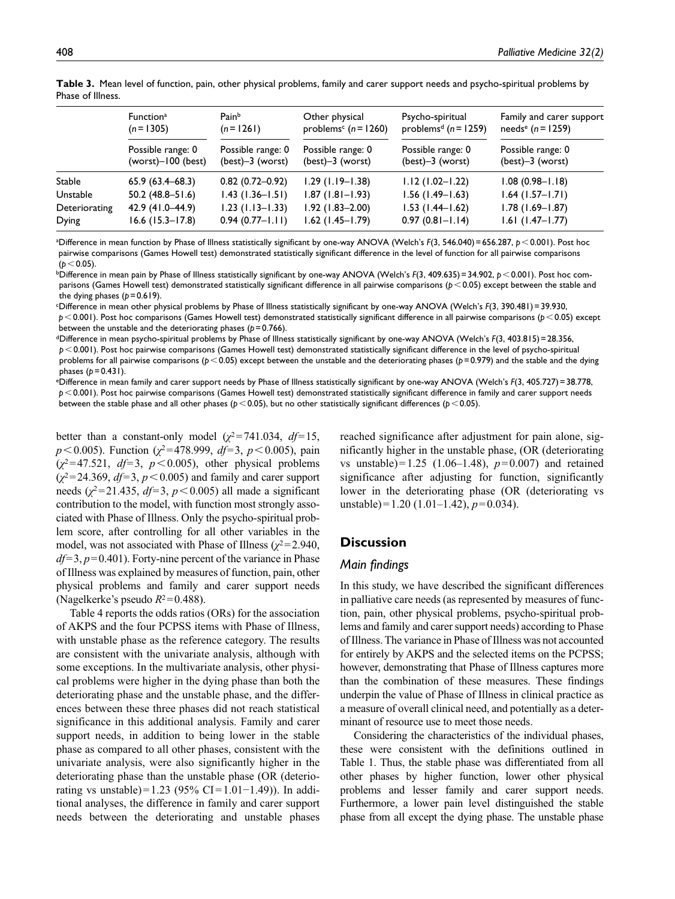**Table 3.** Mean level of function, pain, other physical problems, family and carer support needs and psycho-spiritual problems by Phase of Illness.

| | Function[a] ($n$=1305) | Pain[b] ($n$=1261) | Other physical problems[c] ($n$=1260) | Psycho-spiritual problems[d] ($n$=1259) | Family and carer support needs[e] ($n$=1259) |
|---|---|---|---|---|---|
| | Possible range: 0 (worst)–100 (best) | Possible range: 0 (best)–3 (worst) | Possible range: 0 (best)–3 (worst) | Possible range: 0 (best)–3 (worst) | Possible range: 0 (best)–3 (worst) |
| Stable | 65.9 (63.4–68.3) | 0.82 (0.72–0.92) | 1.29 (1.19–1.38) | 1.12 (1.02–1.22) | 1.08 (0.98–1.18) |
| Unstable | 50.2 (48.8–51.6) | 1.43 (1.36–1.51) | 1.87 (1.81–1.93) | 1.56 (1.49–1.63) | 1.64 (1.57–1.71) |
| Deteriorating | 42.9 (41.0–44.9) | 1.23 (1.13–1.33) | 1.92 (1.83–2.00) | 1.53 (1.44–1.62) | 1.78 (1.69–1.87) |
| Dying | 16.6 (15.3–17.8) | 0.94 (0.77–1.11) | 1.62 (1.45–1.79) | 0.97 (0.81–1.14) | 1.61 (1.47–1.77) |

[a]Difference in mean function by Phase of Illness statistically significant by one-way ANOVA (Welch's $F(3, 546.040)=656.287$, $p<0.001$). Post hoc pairwise comparisons (Games Howell test) demonstrated statistically significant difference in the level of function for all pairwise comparisons ($p<0.05$).

[b]Difference in mean pain by Phase of Illness statistically significant by one-way ANOVA (Welch's $F(3, 409.635)=34.902$, $p<0.001$). Post hoc comparisons (Games Howell test) demonstrated statistically significant difference in all pairwise comparisons ($p<0.05$) except between the stable and the dying phases ($p=0.619$).

[c]Difference in mean other physical problems by Phase of Illness statistically significant by one-way ANOVA (Welch's $F(3, 390.481)=39.930$, $p<0.001$). Post hoc comparisons (Games Howell test) demonstrated statistically significant difference in all pairwise comparisons ($p<0.05$) except between the unstable and the deteriorating phases ($p=0.766$).

[d]Difference in mean psycho-spiritual problems by Phase of Illness statistically significant by one-way ANOVA (Welch's $F(3, 403.815)=28.356$, $p<0.001$). Post hoc pairwise comparisons (Games Howell test) demonstrated statistically significant difference in the level of psycho-spiritual problems for all pairwise comparisons ($p<0.05$) except between the unstable and the deteriorating phases ($p=0.979$) and the stable and the dying phases ($p=0.431$).

[e]Difference in mean family and carer support needs by Phase of Illness statistically significant by one-way ANOVA (Welch's $F(3, 405.727)=38.778$, $p<0.001$). Post hoc pairwise comparisons (Games Howell test) demonstrated statistically significant difference in family and carer support needs between the stable phase and all other phases ($p<0.05$), but no other statistically significant differences ($p<0.05$).

better than a constant-only model ($\chi^2=741.034$, $df=15$, $p<0.005$). Function ($\chi^2=478.999$, $df=3$, $p<0.005$), pain ($\chi^2=47.521$, $df=3$, $p<0.005$), other physical problems ($\chi^2=24.369$, $df=3$, $p<0.005$) and family and carer support needs ($\chi^2=21.435$, $df=3$, $p<0.005$) all made a significant contribution to the model, with function most strongly associated with Phase of Illness. Only the psycho-spiritual problem score, after controlling for all other variables in the model, was not associated with Phase of Illness ($\chi^2=2.940$, $df=3$, $p=0.401$). Forty-nine percent of the variance in Phase of Illness was explained by measures of function, pain, other physical problems and family and carer support needs (Nagelkerke's pseudo $R^2=0.488$).

Table 4 reports the odds ratios (ORs) for the association of AKPS and the four PCPSS items with Phase of Illness, with unstable phase as the reference category. The results are consistent with the univariate analysis, although with some exceptions. In the multivariate analysis, other physical problems were higher in the dying phase than both the deteriorating phase and the unstable phase, and the differences between these three phases did not reach statistical significance in this additional analysis. Family and carer support needs, in addition to being lower in the stable phase as compared to all other phases, consistent with the univariate analysis, were also significantly higher in the deteriorating phase than the unstable phase (OR (deteriorating vs unstable)=1.23 (95% CI=1.01−1.49)). In additional analyses, the difference in family and carer support needs between the deteriorating and unstable phases reached significance after adjustment for pain alone, significantly higher in the unstable phase, (OR (deteriorating vs unstable)=1.25 (1.06–1.48), $p=0.007$) and retained significance after adjusting for function, significantly lower in the deteriorating phase (OR (deteriorating vs unstable)=1.20 (1.01–1.42), $p=0.034$).

## Discussion

### *Main findings*

In this study, we have described the significant differences in palliative care needs (as represented by measures of function, pain, other physical problems, psycho-spiritual problems and family and carer support needs) according to Phase of Illness. The variance in Phase of Illness was not accounted for entirely by AKPS and the selected items on the PCPSS; however, demonstrating that Phase of Illness captures more than the combination of these measures. These findings underpin the value of Phase of Illness in clinical practice as a measure of overall clinical need, and potentially as a determinant of resource use to meet those needs.

Considering the characteristics of the individual phases, these were consistent with the definitions outlined in Table 1. Thus, the stable phase was differentiated from all other phases by higher function, lower other physical problems and lesser family and carer support needs. Furthermore, a lower pain level distinguished the stable phase from all except the dying phase. The unstable phase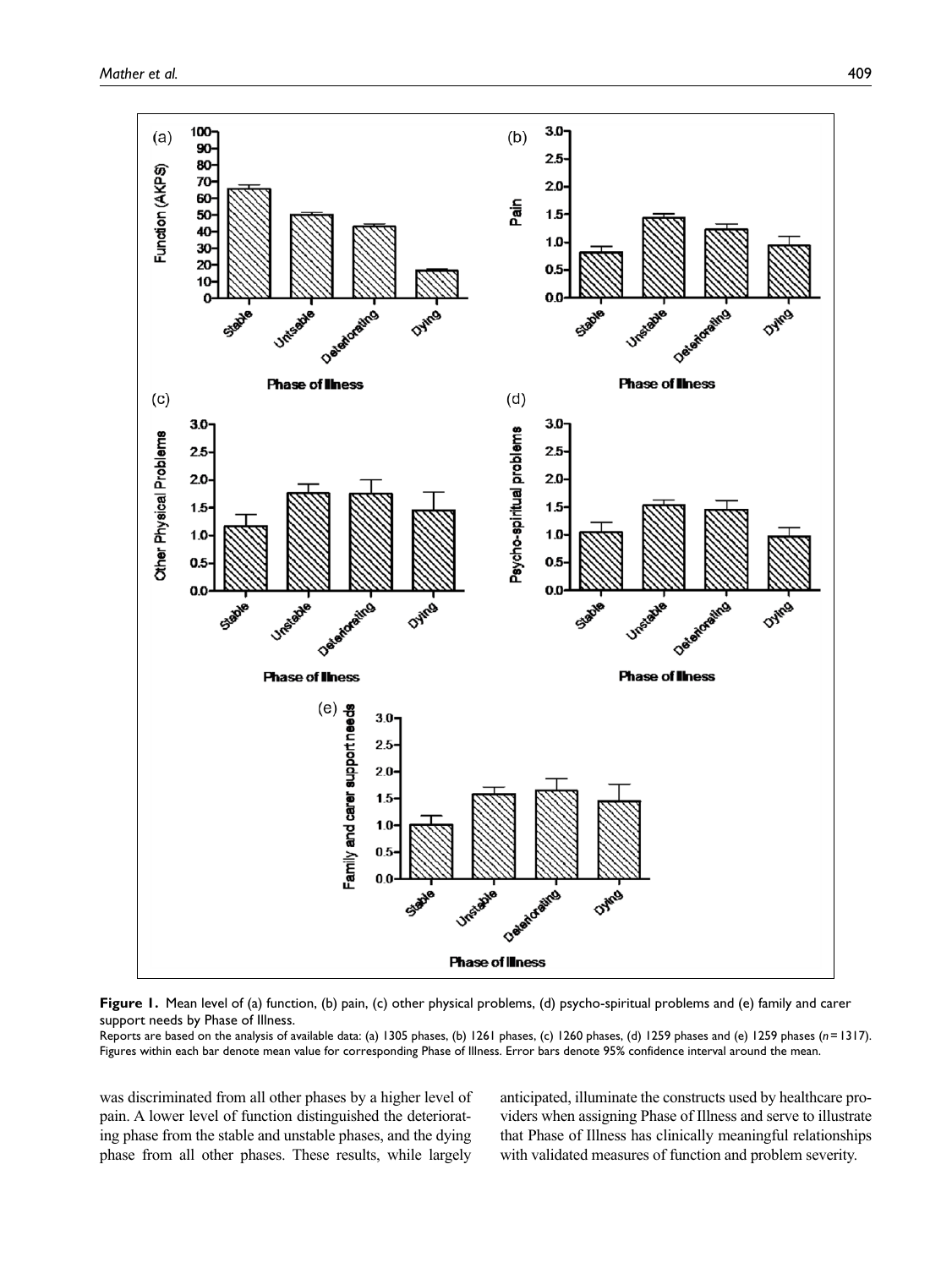**Figure 1.** Mean level of (a) function, (b) pain, (c) other physical problems, (d) psycho-spiritual problems and (e) family and carer support needs by Phase of Illness.

Reports are based on the analysis of available data: (a) 1305 phases, (b) 1261 phases, (c) 1260 phases, (d) 1259 phases and (e) 1259 phases ($n = 1317$). Figures within each bar denote mean value for corresponding Phase of Illness. Error bars denote 95% confidence interval around the mean.

was discriminated from all other phases by a higher level of pain. A lower level of function distinguished the deteriorating phase from the stable and unstable phases, and the dying phase from all other phases. These results, while largely anticipated, illuminate the constructs used by healthcare providers when assigning Phase of Illness and serve to illustrate that Phase of Illness has clinically meaningful relationships with validated measures of function and problem severity.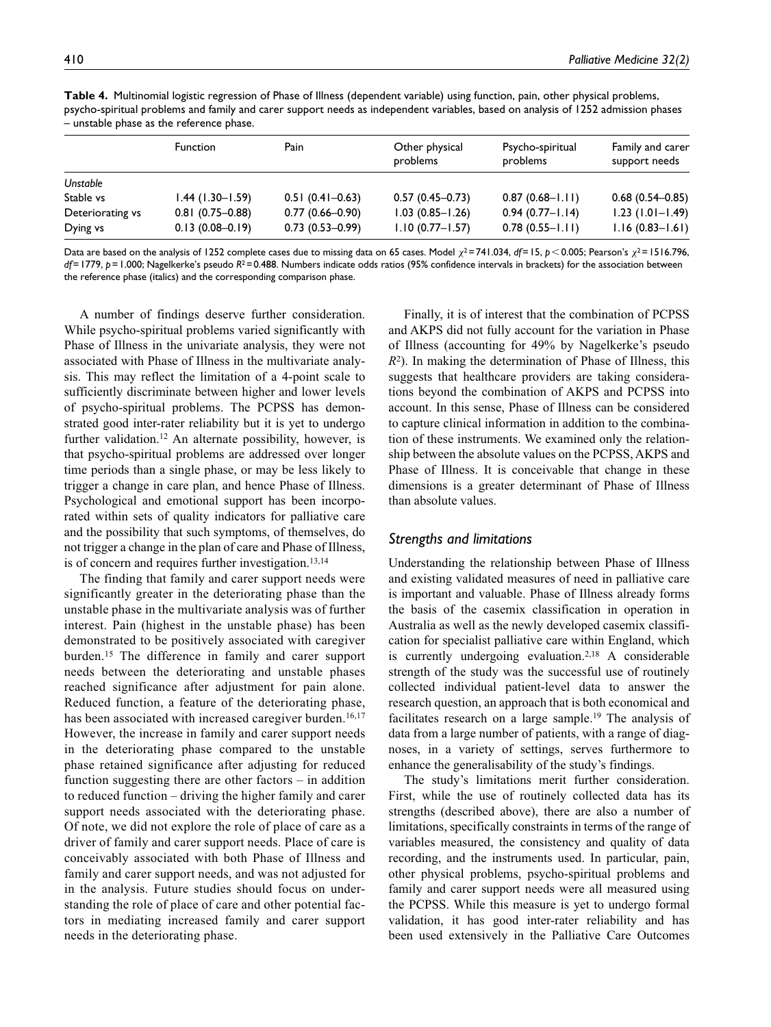**Table 4.** Multinomial logistic regression of Phase of Illness (dependent variable) using function, pain, other physical problems, psycho-spiritual problems and family and carer support needs as independent variables, based on analysis of 1252 admission phases – unstable phase as the reference phase.

| | Function | Pain | Other physical problems | Psycho-spiritual problems | Family and carer support needs |
|---|---|---|---|---|---|
| *Unstable* | | | | | |
| Stable vs | 1.44 (1.30–1.59) | 0.51 (0.41–0.63) | 0.57 (0.45–0.73) | 0.87 (0.68–1.11) | 0.68 (0.54–0.85) |
| Deteriorating vs | 0.81 (0.75–0.88) | 0.77 (0.66–0.90) | 1.03 (0.85–1.26) | 0.94 (0.77–1.14) | 1.23 (1.01–1.49) |
| Dying vs | 0.13 (0.08–0.19) | 0.73 (0.53–0.99) | 1.10 (0.77–1.57) | 0.78 (0.55–1.11) | 1.16 (0.83–1.61) |

Data are based on the analysis of 1252 complete cases due to missing data on 65 cases. Model $\chi^2=741.034$, $df=15$, $p<0.005$; Pearson's $\chi^2=1516.796$, $df=1779$, $p=1.000$; Nagelkerke's pseudo $R^2=0.488$. Numbers indicate odds ratios (95% confidence intervals in brackets) for the association between the reference phase (italics) and the corresponding comparison phase.

A number of findings deserve further consideration. While psycho-spiritual problems varied significantly with Phase of Illness in the univariate analysis, they were not associated with Phase of Illness in the multivariate analysis. This may reflect the limitation of a 4-point scale to sufficiently discriminate between higher and lower levels of psycho-spiritual problems. The PCPSS has demonstrated good inter-rater reliability but it is yet to undergo further validation.[12] An alternate possibility, however, is that psycho-spiritual problems are addressed over longer time periods than a single phase, or may be less likely to trigger a change in care plan, and hence Phase of Illness. Psychological and emotional support has been incorporated within sets of quality indicators for palliative care and the possibility that such symptoms, of themselves, do not trigger a change in the plan of care and Phase of Illness, is of concern and requires further investigation.[13,14]

The finding that family and carer support needs were significantly greater in the deteriorating phase than the unstable phase in the multivariate analysis was of further interest. Pain (highest in the unstable phase) has been demonstrated to be positively associated with caregiver burden.[15] The difference in family and carer support needs between the deteriorating and unstable phases reached significance after adjustment for pain alone. Reduced function, a feature of the deteriorating phase, has been associated with increased caregiver burden.[16,17] However, the increase in family and carer support needs in the deteriorating phase compared to the unstable phase retained significance after adjusting for reduced function suggesting there are other factors – in addition to reduced function – driving the higher family and carer support needs associated with the deteriorating phase. Of note, we did not explore the role of place of care as a driver of family and carer support needs. Place of care is conceivably associated with both Phase of Illness and family and carer support needs, and was not adjusted for in the analysis. Future studies should focus on understanding the role of place of care and other potential factors in mediating increased family and carer support needs in the deteriorating phase.

Finally, it is of interest that the combination of PCPSS and AKPS did not fully account for the variation in Phase of Illness (accounting for 49% by Nagelkerke's pseudo $R^2$). In making the determination of Phase of Illness, this suggests that healthcare providers are taking considerations beyond the combination of AKPS and PCPSS into account. In this sense, Phase of Illness can be considered to capture clinical information in addition to the combination of these instruments. We examined only the relationship between the absolute values on the PCPSS, AKPS and Phase of Illness. It is conceivable that change in these dimensions is a greater determinant of Phase of Illness than absolute values.

## Strengths and limitations

Understanding the relationship between Phase of Illness and existing validated measures of need in palliative care is important and valuable. Phase of Illness already forms the basis of the casemix classification in operation in Australia as well as the newly developed casemix classification for specialist palliative care within England, which is currently undergoing evaluation.[2,18] A considerable strength of the study was the successful use of routinely collected individual patient-level data to answer the research question, an approach that is both economical and facilitates research on a large sample.[19] The analysis of data from a large number of patients, with a range of diagnoses, in a variety of settings, serves furthermore to enhance the generalisability of the study's findings.

The study's limitations merit further consideration. First, while the use of routinely collected data has its strengths (described above), there are also a number of limitations, specifically constraints in terms of the range of variables measured, the consistency and quality of data recording, and the instruments used. In particular, pain, other physical problems, psycho-spiritual problems and family and carer support needs were all measured using the PCPSS. While this measure is yet to undergo formal validation, it has good inter-rater reliability and has been used extensively in the Palliative Care Outcomes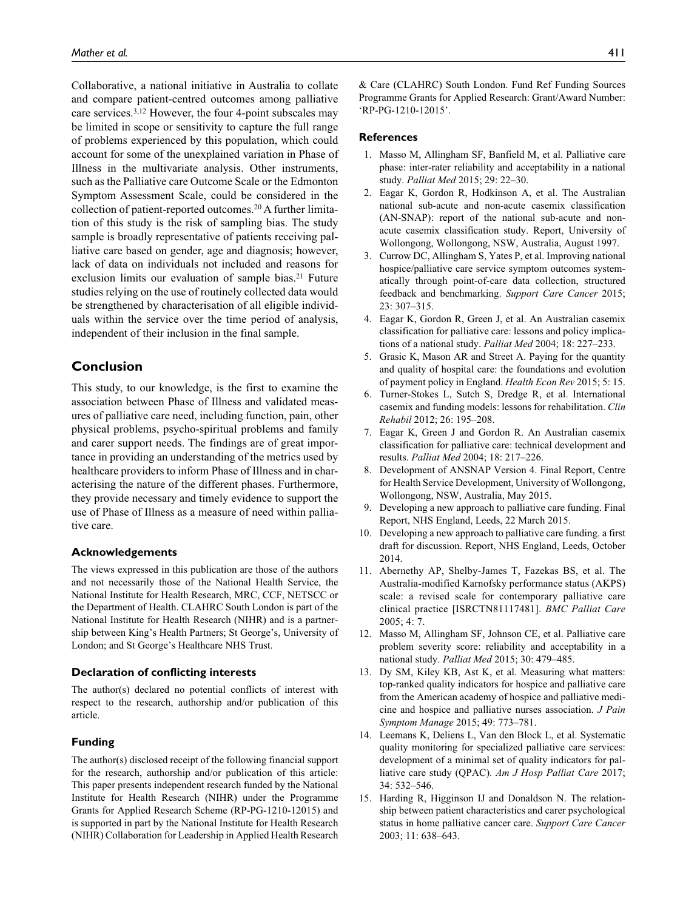Collaborative, a national initiative in Australia to collate and compare patient-centred outcomes among palliative care services.[3,12] However, the four 4-point subscales may be limited in scope or sensitivity to capture the full range of problems experienced by this population, which could account for some of the unexplained variation in Phase of Illness in the multivariate analysis. Other instruments, such as the Palliative care Outcome Scale or the Edmonton Symptom Assessment Scale, could be considered in the collection of patient-reported outcomes.[20] A further limitation of this study is the risk of sampling bias. The study sample is broadly representative of patients receiving palliative care based on gender, age and diagnosis; however, lack of data on individuals not included and reasons for exclusion limits our evaluation of sample bias.[21] Future studies relying on the use of routinely collected data would be strengthened by characterisation of all eligible individuals within the service over the time period of analysis, independent of their inclusion in the final sample.

## Conclusion

This study, to our knowledge, is the first to examine the association between Phase of Illness and validated measures of palliative care need, including function, pain, other physical problems, psycho-spiritual problems and family and carer support needs. The findings are of great importance in providing an understanding of the metrics used by healthcare providers to inform Phase of Illness and in characterising the nature of the different phases. Furthermore, they provide necessary and timely evidence to support the use of Phase of Illness as a measure of need within palliative care.

### Acknowledgements

The views expressed in this publication are those of the authors and not necessarily those of the National Health Service, the National Institute for Health Research, MRC, CCF, NETSCC or the Department of Health. CLAHRC South London is part of the National Institute for Health Research (NIHR) and is a partnership between King's Health Partners; St George's, University of London; and St George's Healthcare NHS Trust.

### Declaration of conflicting interests

The author(s) declared no potential conflicts of interest with respect to the research, authorship and/or publication of this article.

### Funding

The author(s) disclosed receipt of the following financial support for the research, authorship and/or publication of this article: This paper presents independent research funded by the National Institute for Health Research (NIHR) under the Programme Grants for Applied Research Scheme (RP-PG-1210-12015) and is supported in part by the National Institute for Health Research (NIHR) Collaboration for Leadership in Applied Health Research & Care (CLAHRC) South London. Fund Ref Funding Sources Programme Grants for Applied Research: Grant/Award Number: 'RP-PG-1210-12015'.

### References

1. Masso M, Allingham SF, Banfield M, et al. Palliative care phase: inter-rater reliability and acceptability in a national study. *Palliat Med* 2015; 29: 22–30.
2. Eagar K, Gordon R, Hodkinson A, et al. The Australian national sub-acute and non-acute casemix classification (AN-SNAP): report of the national sub-acute and non-acute casemix classification study. Report, University of Wollongong, Wollongong, NSW, Australia, August 1997.
3. Currow DC, Allingham S, Yates P, et al. Improving national hospice/palliative care service symptom outcomes systematically through point-of-care data collection, structured feedback and benchmarking. *Support Care Cancer* 2015; 23: 307–315.
4. Eagar K, Gordon R, Green J, et al. An Australian casemix classification for palliative care: lessons and policy implications of a national study. *Palliat Med* 2004; 18: 227–233.
5. Grasic K, Mason AR and Street A. Paying for the quantity and quality of hospital care: the foundations and evolution of payment policy in England. *Health Econ Rev* 2015; 5: 15.
6. Turner-Stokes L, Sutch S, Dredge R, et al. International casemix and funding models: lessons for rehabilitation. *Clin Rehabil* 2012; 26: 195–208.
7. Eagar K, Green J and Gordon R. An Australian casemix classification for palliative care: technical development and results. *Palliat Med* 2004; 18: 217–226.
8. Development of ANSNAP Version 4. Final Report, Centre for Health Service Development, University of Wollongong, Wollongong, NSW, Australia, May 2015.
9. Developing a new approach to palliative care funding. Final Report, NHS England, Leeds, 22 March 2015.
10. Developing a new approach to palliative care funding. a first draft for discussion. Report, NHS England, Leeds, October 2014.
11. Abernethy AP, Shelby-James T, Fazekas BS, et al. The Australia-modified Karnofsky performance status (AKPS) scale: a revised scale for contemporary palliative care clinical practice [ISRCTN81117481]. *BMC Palliat Care* 2005; 4: 7.
12. Masso M, Allingham SF, Johnson CE, et al. Palliative care problem severity score: reliability and acceptability in a national study. *Palliat Med* 2015; 30: 479–485.
13. Dy SM, Kiley KB, Ast K, et al. Measuring what matters: top-ranked quality indicators for hospice and palliative care from the American academy of hospice and palliative medicine and hospice and palliative nurses association. *J Pain Symptom Manage* 2015; 49: 773–781.
14. Leemans K, Deliens L, Van den Block L, et al. Systematic quality monitoring for specialized palliative care services: development of a minimal set of quality indicators for palliative care study (QPAC). *Am J Hosp Palliat Care* 2017; 34: 532–546.
15. Harding R, Higginson IJ and Donaldson N. The relationship between patient characteristics and carer psychological status in home palliative cancer care. *Support Care Cancer* 2003; 11: 638–643.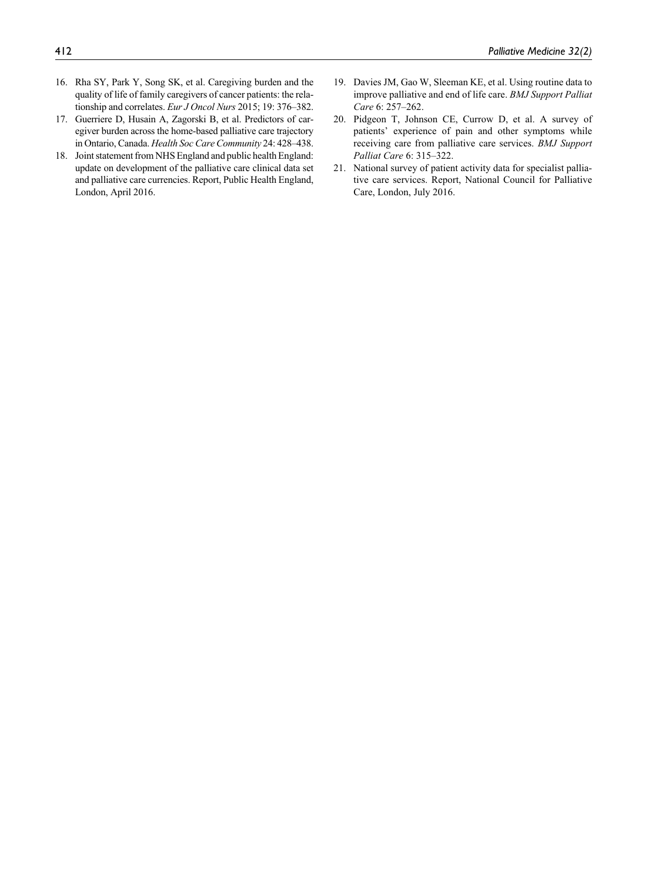16. Rha SY, Park Y, Song SK, et al. Caregiving burden and the quality of life of family caregivers of cancer patients: the relationship and correlates. *Eur J Oncol Nurs* 2015; 19: 376–382.
17. Guerriere D, Husain A, Zagorski B, et al. Predictors of caregiver burden across the home-based palliative care trajectory in Ontario, Canada. *Health Soc Care Community* 24: 428–438.
18. Joint statement from NHS England and public health England: update on development of the palliative care clinical data set and palliative care currencies. Report, Public Health England, London, April 2016.
19. Davies JM, Gao W, Sleeman KE, et al. Using routine data to improve palliative and end of life care. *BMJ Support Palliat Care* 6: 257–262.
20. Pidgeon T, Johnson CE, Currow D, et al. A survey of patients' experience of pain and other symptoms while receiving care from palliative care services. *BMJ Support Palliat Care* 6: 315–322.
21. National survey of patient activity data for specialist palliative care services. Report, National Council for Palliative Care, London, July 2016.